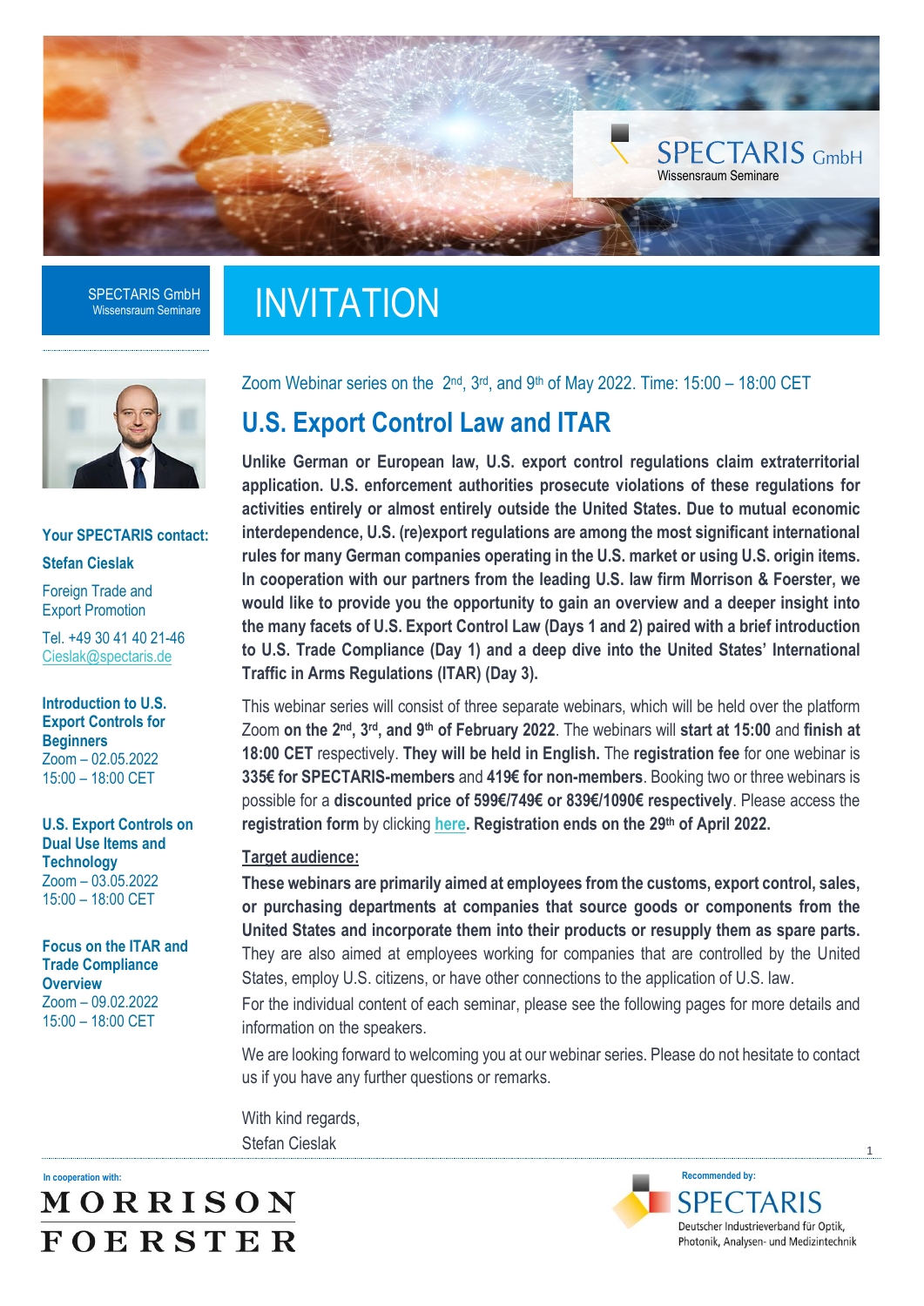SPECTARIS GmbH
Wissensraum Seminare

# INVITATION

Zoom Webinar series on the 2nd, 3rd, and 9th of May 2022. Time: 15:00 – 18:00 CET

## U.S. Export Control Law and ITAR

**Unlike German or European law, U.S. export control regulations claim extraterritorial application. U.S. enforcement authorities prosecute violations of these regulations for activities entirely or almost entirely outside the United States. Due to mutual economic interdependence, U.S. (re)export regulations are among the most significant international rules for many German companies operating in the U.S. market or using U.S. origin items. In cooperation with our partners from the leading U.S. law firm Morrison & Foerster, we would like to provide you the opportunity to gain an overview and a deeper insight into the many facets of U.S. Export Control Law (Days 1 and 2) paired with a brief introduction to U.S. Trade Compliance (Day 1) and a deep dive into the United States' International Traffic in Arms Regulations (ITAR) (Day 3).**

This webinar series will consist of three separate webinars, which will be held over the platform Zoom **on the 2nd, 3rd, and 9th of February 2022**. The webinars will **start at 15:00** and **finish at 18:00 CET** respectively. **They will be held in English.** The **registration fee** for one webinar is **335€ for SPECTARIS-members** and **419€ for non-members**. Booking two or three webinars is possible for a **discounted price of 599€/749€ or 839€/1090€ respectively**. Please access the **registration form** by clicking **here**. **Registration ends on the 29th of April 2022.**

**Target audience:**

**These webinars are primarily aimed at employees from the customs, export control, sales, or purchasing departments at companies that source goods or components from the United States and incorporate them into their products or resupply them as spare parts.** They are also aimed at employees working for companies that are controlled by the United States, employ U.S. citizens, or have other connections to the application of U.S. law.

For the individual content of each seminar, please see the following pages for more details and information on the speakers.

We are looking forward to welcoming you at our webinar series. Please do not hesitate to contact us if you have any further questions or remarks.

With kind regards,
Stefan Cieslak

**Your SPECTARIS contact:**

**Stefan Cieslak**

Foreign Trade and Export Promotion

Tel. +49 30 41 40 21-46
Cieslak@spectaris.de

**Introduction to U.S. Export Controls for Beginners**
Zoom – 02.05.2022
15:00 – 18:00 CET

**U.S. Export Controls on Dual Use Items and Technology**
Zoom – 03.05.2022
15:00 – 18:00 CET

**Focus on the ITAR and Trade Compliance Overview**
Zoom – 09.02.2022
15:00 – 18:00 CET

In cooperation with:
MORRISON FOERSTER

Recommended by:
SPECTARIS
Deutscher Industrieverband für Optik, Photonik, Analysen- und Medizintechnik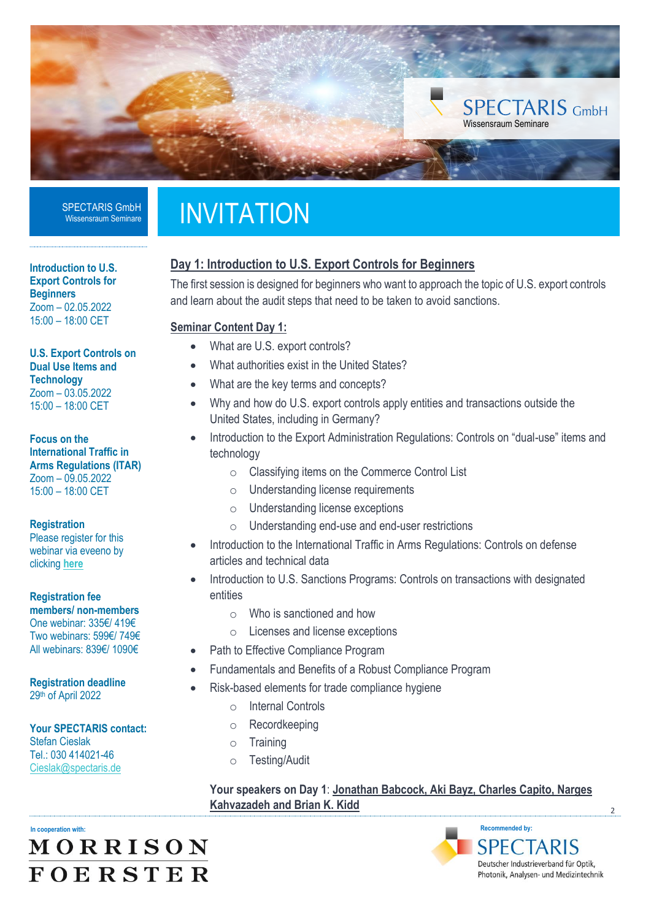SPECTARIS GmbH
Wissensraum Seminare

# INVITATION

**Introduction to U.S. Export Controls for Beginners**
Zoom – 02.05.2022
15:00 – 18:00 CET

**U.S. Export Controls on Dual Use Items and Technology**
Zoom – 03.05.2022
15:00 – 18:00 CET

**Focus on the International Traffic in Arms Regulations (ITAR)**
Zoom – 09.05.2022
15:00 – 18:00 CET

**Registration**
Please register for this webinar via eveeno by clicking [here]

**Registration fee members/ non-members**
One webinar: 335€/ 419€
Two webinars: 599€/ 749€
All webinars: 839€/ 1090€

**Registration deadline**
29th of April 2022

**Your SPECTARIS contact:**
Stefan Cieslak
Tel.: 030 414021-46
Cieslak@spectaris.de

## Day 1: Introduction to U.S. Export Controls for Beginners

The first session is designed for beginners who want to approach the topic of U.S. export controls and learn about the audit steps that need to be taken to avoid sanctions.

### Seminar Content Day 1:

- What are U.S. export controls?
- What authorities exist in the United States?
- What are the key terms and concepts?
- Why and how do U.S. export controls apply entities and transactions outside the United States, including in Germany?
- Introduction to the Export Administration Regulations: Controls on "dual-use" items and technology
  - Classifying items on the Commerce Control List
  - Understanding license requirements
  - Understanding license exceptions
  - Understanding end-use and end-user restrictions
- Introduction to the International Traffic in Arms Regulations: Controls on defense articles and technical data
- Introduction to U.S. Sanctions Programs: Controls on transactions with designated entities
  - Who is sanctioned and how
  - Licenses and license exceptions
- Path to Effective Compliance Program
- Fundamentals and Benefits of a Robust Compliance Program
- Risk-based elements for trade compliance hygiene
  - Internal Controls
  - Recordkeeping
  - Training
  - Testing/Audit

**Your speakers on Day 1**: **Jonathan Babcock, Aki Bayz, Charles Capito, Narges Kahvazadeh and Brian K. Kidd**

In cooperation with: MORRISON FOERSTER

Recommended by: SPECTARIS Deutscher Industrieverband für Optik, Photonik, Analysen- und Medizintechnik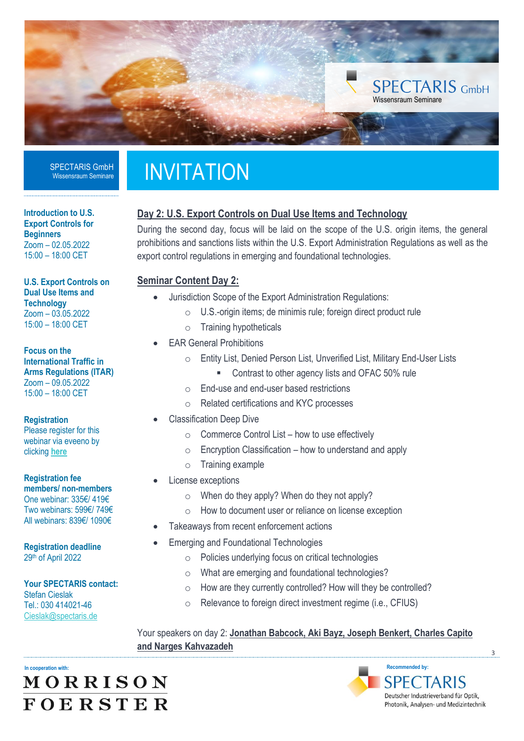SPECTARIS GmbH
Wissensraum Seminare

# INVITATION

**Introduction to U.S. Export Controls for Beginners**
Zoom – 02.05.2022
15:00 – 18:00 CET

**U.S. Export Controls on Dual Use Items and Technology**
Zoom – 03.05.2022
15:00 – 18:00 CET

**Focus on the International Traffic in Arms Regulations (ITAR)**
Zoom – 09.05.2022
15:00 – 18:00 CET

**Registration**
Please register for this webinar via eveeno by clicking **here**

**Registration fee members/ non-members**
One webinar: 335€/ 419€
Two webinars: 599€/ 749€
All webinars: 839€/ 1090€

**Registration deadline**
29th of April 2022

**Your SPECTARIS contact:**
Stefan Cieslak
Tel.: 030 414021-46
Cieslak@spectaris.de

## Day 2: U.S. Export Controls on Dual Use Items and Technology

During the second day, focus will be laid on the scope of the U.S. origin items, the general prohibitions and sanctions lists within the U.S. Export Administration Regulations as well as the export control regulations in emerging and foundational technologies.

## Seminar Content Day 2:

- Jurisdiction Scope of the Export Administration Regulations:
  - U.S.-origin items; de minimis rule; foreign direct product rule
  - Training hypotheticals
- EAR General Prohibitions
  - Entity List, Denied Person List, Unverified List, Military End-User Lists
    - Contrast to other agency lists and OFAC 50% rule
  - End-use and end-user based restrictions
  - Related certifications and KYC processes
- Classification Deep Dive
  - Commerce Control List – how to use effectively
  - Encryption Classification – how to understand and apply
  - Training example
- License exceptions
  - When do they apply? When do they not apply?
  - How to document user or reliance on license exception
- Takeaways from recent enforcement actions
- Emerging and Foundational Technologies
  - Policies underlying focus on critical technologies
  - What are emerging and foundational technologies?
  - How are they currently controlled? How will they be controlled?
  - Relevance to foreign direct investment regime (i.e., CFIUS)

Your speakers on day 2: **Jonathan Babcock, Aki Bayz, Joseph Benkert, Charles Capito and Narges Kahvazadeh**

In cooperation with: MORRISON FOERSTER

Recommended by: SPECTARIS Deutscher Industrieverband für Optik, Photonik, Analysen- und Medizintechnik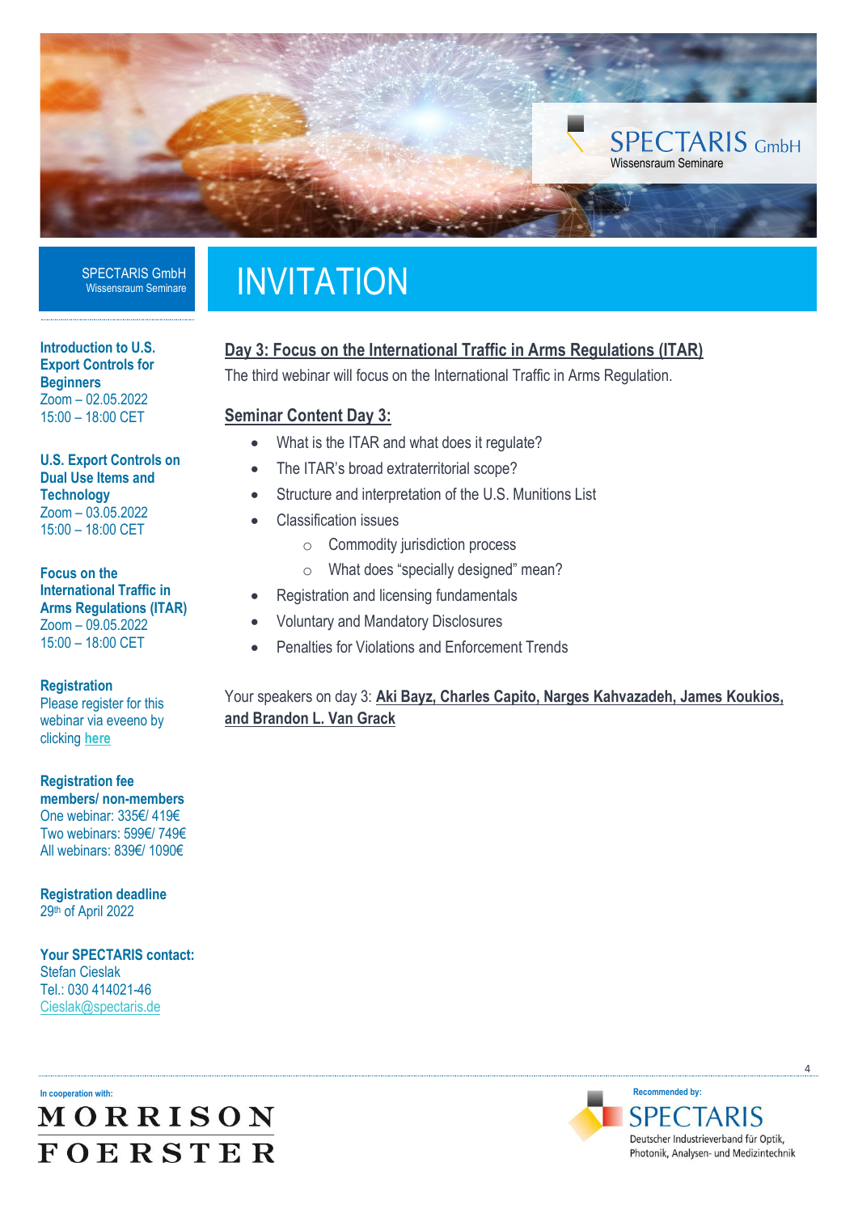SPECTARIS GmbH
Wissensraum Seminare

# INVITATION

**Introduction to U.S. Export Controls for Beginners**
Zoom – 02.05.2022
15:00 – 18:00 CET

**U.S. Export Controls on Dual Use Items and Technology**
Zoom – 03.05.2022
15:00 – 18:00 CET

**Focus on the International Traffic in Arms Regulations (ITAR)**
Zoom – 09.05.2022
15:00 – 18:00 CET

**Registration**
Please register for this webinar via eveeno by clicking **here**

**Registration fee members/ non-members**
One webinar: 335€/ 419€
Two webinars: 599€/ 749€
All webinars: 839€/ 1090€

**Registration deadline**
29th of April 2022

**Your SPECTARIS contact:**
Stefan Cieslak
Tel.: 030 414021-46
Cieslak@spectaris.de

## Day 3: Focus on the International Traffic in Arms Regulations (ITAR)

The third webinar will focus on the International Traffic in Arms Regulation.

### Seminar Content Day 3:

- What is the ITAR and what does it regulate?
- The ITAR's broad extraterritorial scope?
- Structure and interpretation of the U.S. Munitions List
- Classification issues
  - Commodity jurisdiction process
  - What does "specially designed" mean?
- Registration and licensing fundamentals
- Voluntary and Mandatory Disclosures
- Penalties for Violations and Enforcement Trends

Your speakers on day 3: **Aki Bayz, Charles Capito, Narges Kahvazadeh, James Koukios, and Brandon L. Van Grack**

In cooperation with:
MORRISON FOERSTER

Recommended by:
SPECTARIS
Deutscher Industrieverband für Optik, Photonik, Analysen- und Medizintechnik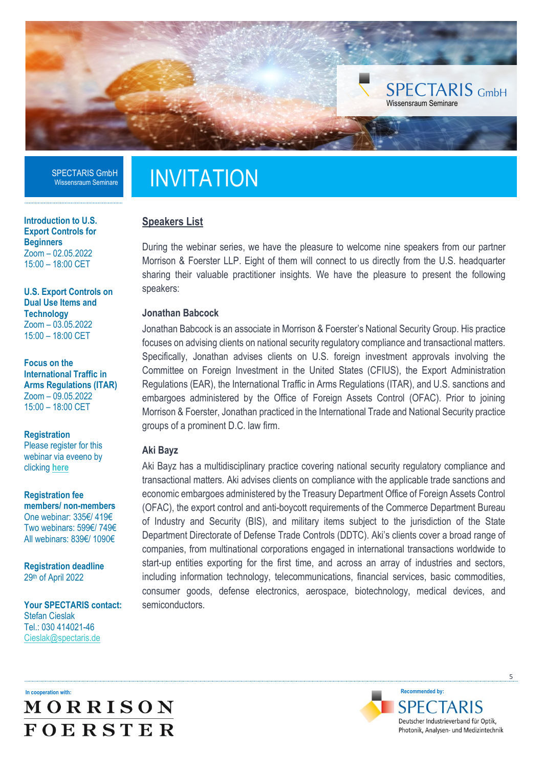SPECTARIS GmbH
Wissensraum Seminare

# INVITATION

**Introduction to U.S. Export Controls for Beginners**
Zoom – 02.05.2022
15:00 – 18:00 CET

**U.S. Export Controls on Dual Use Items and Technology**
Zoom – 03.05.2022
15:00 – 18:00 CET

**Focus on the International Traffic in Arms Regulations (ITAR)**
Zoom – 09.05.2022
15:00 – 18:00 CET

**Registration**
Please register for this webinar via eveeno by clicking here

**Registration fee members/ non-members**
One webinar: 335€/ 419€
Two webinars: 599€/ 749€
All webinars: 839€/ 1090€

**Registration deadline**
29th of April 2022

**Your SPECTARIS contact:**
Stefan Cieslak
Tel.: 030 414021-46
Cieslak@spectaris.de

## Speakers List

During the webinar series, we have the pleasure to welcome nine speakers from our partner Morrison & Foerster LLP. Eight of them will connect to us directly from the U.S. headquarter sharing their valuable practitioner insights. We have the pleasure to present the following speakers:

### Jonathan Babcock

Jonathan Babcock is an associate in Morrison & Foerster's National Security Group. His practice focuses on advising clients on national security regulatory compliance and transactional matters. Specifically, Jonathan advises clients on U.S. foreign investment approvals involving the Committee on Foreign Investment in the United States (CFIUS), the Export Administration Regulations (EAR), the International Traffic in Arms Regulations (ITAR), and U.S. sanctions and embargoes administered by the Office of Foreign Assets Control (OFAC). Prior to joining Morrison & Foerster, Jonathan practiced in the International Trade and National Security practice groups of a prominent D.C. law firm.

### Aki Bayz

Aki Bayz has a multidisciplinary practice covering national security regulatory compliance and transactional matters. Aki advises clients on compliance with the applicable trade sanctions and economic embargoes administered by the Treasury Department Office of Foreign Assets Control (OFAC), the export control and anti-boycott requirements of the Commerce Department Bureau of Industry and Security (BIS), and military items subject to the jurisdiction of the State Department Directorate of Defense Trade Controls (DDTC). Aki's clients cover a broad range of companies, from multinational corporations engaged in international transactions worldwide to start-up entities exporting for the first time, and across an array of industries and sectors, including information technology, telecommunications, financial services, basic commodities, consumer goods, defense electronics, aerospace, biotechnology, medical devices, and semiconductors.

In cooperation with: MORRISON FOERSTER

Recommended by: SPECTARIS Deutscher Industrieverband für Optik, Photonik, Analysen- und Medizintechnik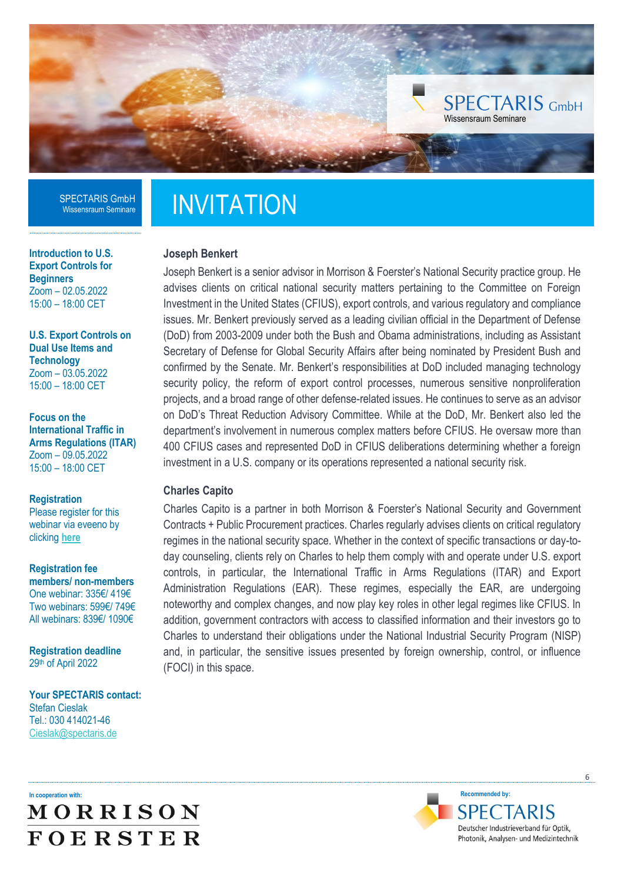SPECTARIS GmbH
Wissensraum Seminare

# INVITATION

**Introduction to U.S. Export Controls for Beginners**
Zoom – 02.05.2022
15:00 – 18:00 CET

**U.S. Export Controls on Dual Use Items and Technology**
Zoom – 03.05.2022
15:00 – 18:00 CET

**Focus on the International Traffic in Arms Regulations (ITAR)**
Zoom – 09.05.2022
15:00 – 18:00 CET

**Registration**
Please register for this webinar via eveeno by clicking here

**Registration fee members/ non-members**
One webinar: 335€/ 419€
Two webinars: 599€/ 749€
All webinars: 839€/ 1090€

**Registration deadline**
29th of April 2022

**Your SPECTARIS contact:**
Stefan Cieslak
Tel.: 030 414021-46
Cieslak@spectaris.de

### Joseph Benkert

Joseph Benkert is a senior advisor in Morrison & Foerster's National Security practice group. He advises clients on critical national security matters pertaining to the Committee on Foreign Investment in the United States (CFIUS), export controls, and various regulatory and compliance issues. Mr. Benkert previously served as a leading civilian official in the Department of Defense (DoD) from 2003-2009 under both the Bush and Obama administrations, including as Assistant Secretary of Defense for Global Security Affairs after being nominated by President Bush and confirmed by the Senate. Mr. Benkert's responsibilities at DoD included managing technology security policy, the reform of export control processes, numerous sensitive nonproliferation projects, and a broad range of other defense-related issues. He continues to serve as an advisor on DoD's Threat Reduction Advisory Committee. While at the DoD, Mr. Benkert also led the department's involvement in numerous complex matters before CFIUS. He oversaw more than 400 CFIUS cases and represented DoD in CFIUS deliberations determining whether a foreign investment in a U.S. company or its operations represented a national security risk.

### Charles Capito

Charles Capito is a partner in both Morrison & Foerster's National Security and Government Contracts + Public Procurement practices. Charles regularly advises clients on critical regulatory regimes in the national security space. Whether in the context of specific transactions or day-to-day counseling, clients rely on Charles to help them comply with and operate under U.S. export controls, in particular, the International Traffic in Arms Regulations (ITAR) and Export Administration Regulations (EAR). These regimes, especially the EAR, are undergoing noteworthy and complex changes, and now play key roles in other legal regimes like CFIUS. In addition, government contractors with access to classified information and their investors go to Charles to understand their obligations under the National Industrial Security Program (NISP) and, in particular, the sensitive issues presented by foreign ownership, control, or influence (FOCI) in this space.

In cooperation with: MORRISON FOERSTER

Recommended by: SPECTARIS
Deutscher Industrieverband für Optik, Photonik, Analysen- und Medizintechnik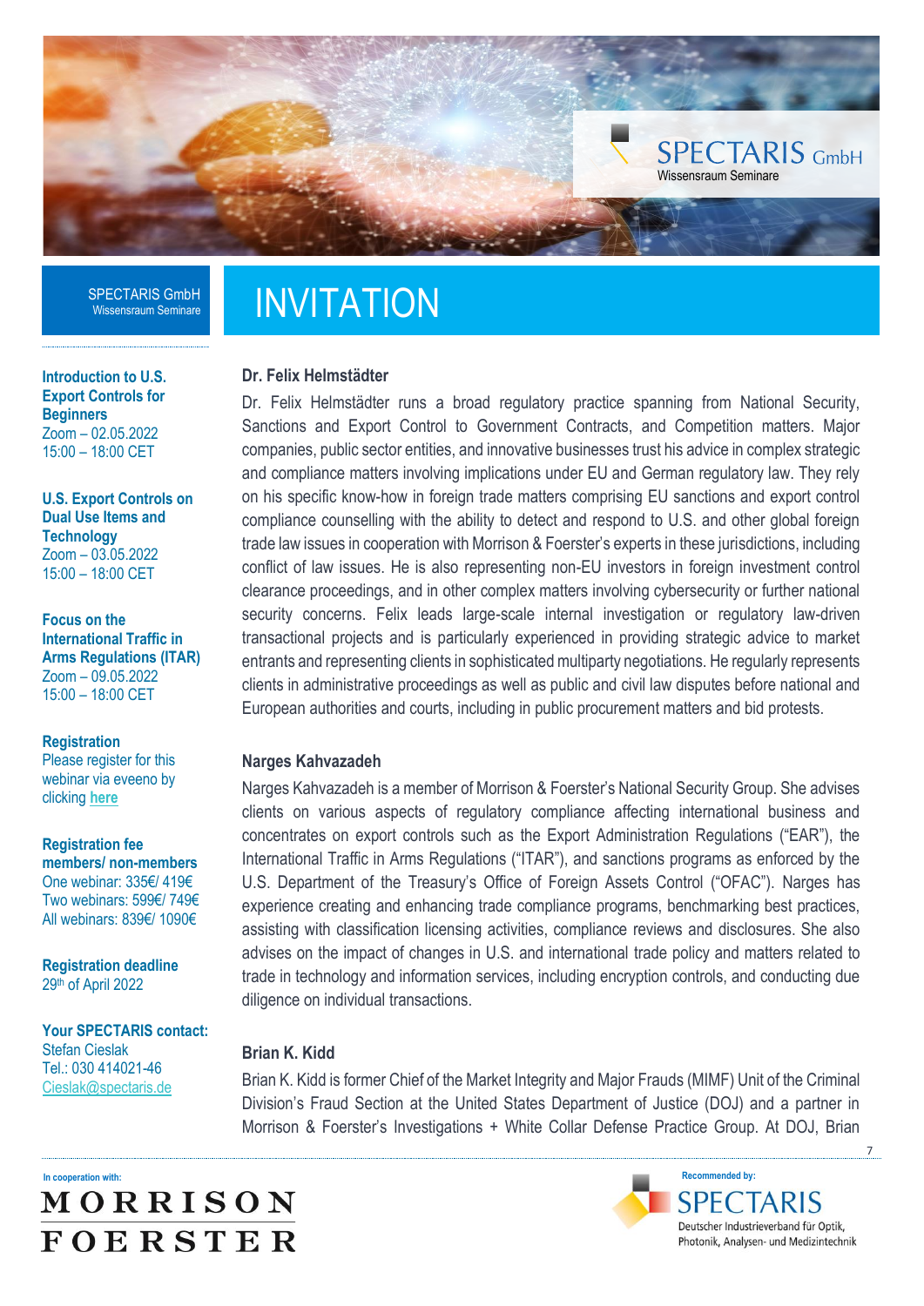SPECTARIS GmbH
Wissensraum Seminare

# INVITATION

**Introduction to U.S. Export Controls for Beginners**
Zoom – 02.05.2022
15:00 – 18:00 CET

**U.S. Export Controls on Dual Use Items and Technology**
Zoom – 03.05.2022
15:00 – 18:00 CET

**Focus on the International Traffic in Arms Regulations (ITAR)**
Zoom – 09.05.2022
15:00 – 18:00 CET

**Registration**
Please register for this webinar via eveeno by clicking here

**Registration fee members/ non-members**
One webinar: 335€/ 419€
Two webinars: 599€/ 749€
All webinars: 839€/ 1090€

**Registration deadline**
29th of April 2022

**Your SPECTARIS contact:**
Stefan Cieslak
Tel.: 030 414021-46
Cieslak@spectaris.de

### Dr. Felix Helmstädter

Dr. Felix Helmstädter runs a broad regulatory practice spanning from National Security, Sanctions and Export Control to Government Contracts, and Competition matters. Major companies, public sector entities, and innovative businesses trust his advice in complex strategic and compliance matters involving implications under EU and German regulatory law. They rely on his specific know-how in foreign trade matters comprising EU sanctions and export control compliance counselling with the ability to detect and respond to U.S. and other global foreign trade law issues in cooperation with Morrison & Foerster's experts in these jurisdictions, including conflict of law issues. He is also representing non-EU investors in foreign investment control clearance proceedings, and in other complex matters involving cybersecurity or further national security concerns. Felix leads large-scale internal investigation or regulatory law-driven transactional projects and is particularly experienced in providing strategic advice to market entrants and representing clients in sophisticated multiparty negotiations. He regularly represents clients in administrative proceedings as well as public and civil law disputes before national and European authorities and courts, including in public procurement matters and bid protests.

### Narges Kahvazadeh

Narges Kahvazadeh is a member of Morrison & Foerster's National Security Group. She advises clients on various aspects of regulatory compliance affecting international business and concentrates on export controls such as the Export Administration Regulations ("EAR"), the International Traffic in Arms Regulations ("ITAR"), and sanctions programs as enforced by the U.S. Department of the Treasury's Office of Foreign Assets Control ("OFAC"). Narges has experience creating and enhancing trade compliance programs, benchmarking best practices, assisting with classification licensing activities, compliance reviews and disclosures. She also advises on the impact of changes in U.S. and international trade policy and matters related to trade in technology and information services, including encryption controls, and conducting due diligence on individual transactions.

### Brian K. Kidd

Brian K. Kidd is former Chief of the Market Integrity and Major Frauds (MIMF) Unit of the Criminal Division's Fraud Section at the United States Department of Justice (DOJ) and a partner in Morrison & Foerster's Investigations + White Collar Defense Practice Group. At DOJ, Brian

In cooperation with: MORRISON FOERSTER

Recommended by: SPECTARIS Deutscher Industrieverband für Optik, Photonik, Analysen- und Medizintechnik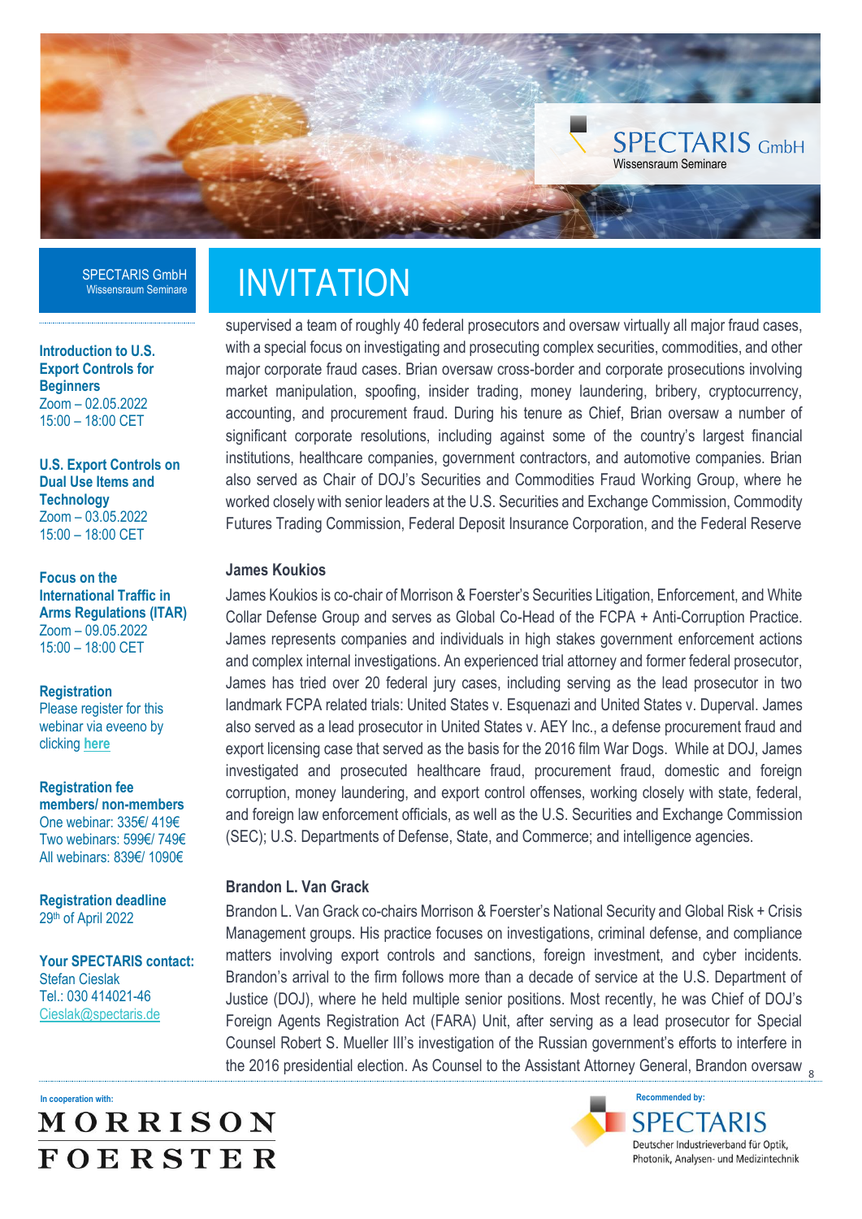SPECTARIS GmbH
Wissensraum Seminare

# INVITATION

**Introduction to U.S. Export Controls for Beginners**
Zoom – 02.05.2022
15:00 – 18:00 CET

**U.S. Export Controls on Dual Use Items and Technology**
Zoom – 03.05.2022
15:00 – 18:00 CET

**Focus on the International Traffic in Arms Regulations (ITAR)**
Zoom – 09.05.2022
15:00 – 18:00 CET

**Registration**
Please register for this webinar via eveeno by clicking here

**Registration fee members/ non-members**
One webinar: 335€/ 419€
Two webinars: 599€/ 749€
All webinars: 839€/ 1090€

**Registration deadline**
29th of April 2022

**Your SPECTARIS contact:**
Stefan Cieslak
Tel.: 030 414021-46
Cieslak@spectaris.de

supervised a team of roughly 40 federal prosecutors and oversaw virtually all major fraud cases, with a special focus on investigating and prosecuting complex securities, commodities, and other major corporate fraud cases. Brian oversaw cross-border and corporate prosecutions involving market manipulation, spoofing, insider trading, money laundering, bribery, cryptocurrency, accounting, and procurement fraud. During his tenure as Chief, Brian oversaw a number of significant corporate resolutions, including against some of the country's largest financial institutions, healthcare companies, government contractors, and automotive companies. Brian also served as Chair of DOJ's Securities and Commodities Fraud Working Group, where he worked closely with senior leaders at the U.S. Securities and Exchange Commission, Commodity Futures Trading Commission, Federal Deposit Insurance Corporation, and the Federal Reserve

### James Koukios

James Koukios is co-chair of Morrison & Foerster's Securities Litigation, Enforcement, and White Collar Defense Group and serves as Global Co-Head of the FCPA + Anti-Corruption Practice. James represents companies and individuals in high stakes government enforcement actions and complex internal investigations. An experienced trial attorney and former federal prosecutor, James has tried over 20 federal jury cases, including serving as the lead prosecutor in two landmark FCPA related trials: United States v. Esquenazi and United States v. Duperval. James also served as a lead prosecutor in United States v. AEY Inc., a defense procurement fraud and export licensing case that served as the basis for the 2016 film War Dogs. While at DOJ, James investigated and prosecuted healthcare fraud, procurement fraud, domestic and foreign corruption, money laundering, and export control offenses, working closely with state, federal, and foreign law enforcement officials, as well as the U.S. Securities and Exchange Commission (SEC); U.S. Departments of Defense, State, and Commerce; and intelligence agencies.

### Brandon L. Van Grack

Brandon L. Van Grack co-chairs Morrison & Foerster's National Security and Global Risk + Crisis Management groups. His practice focuses on investigations, criminal defense, and compliance matters involving export controls and sanctions, foreign investment, and cyber incidents. Brandon's arrival to the firm follows more than a decade of service at the U.S. Department of Justice (DOJ), where he held multiple senior positions. Most recently, he was Chief of DOJ's Foreign Agents Registration Act (FARA) Unit, after serving as a lead prosecutor for Special Counsel Robert S. Mueller III's investigation of the Russian government's efforts to interfere in the 2016 presidential election. As Counsel to the Assistant Attorney General, Brandon oversaw

In cooperation with: MORRISON FOERSTER

Recommended by: SPECTARIS – Deutscher Industrieverband für Optik, Photonik, Analysen- und Medizintechnik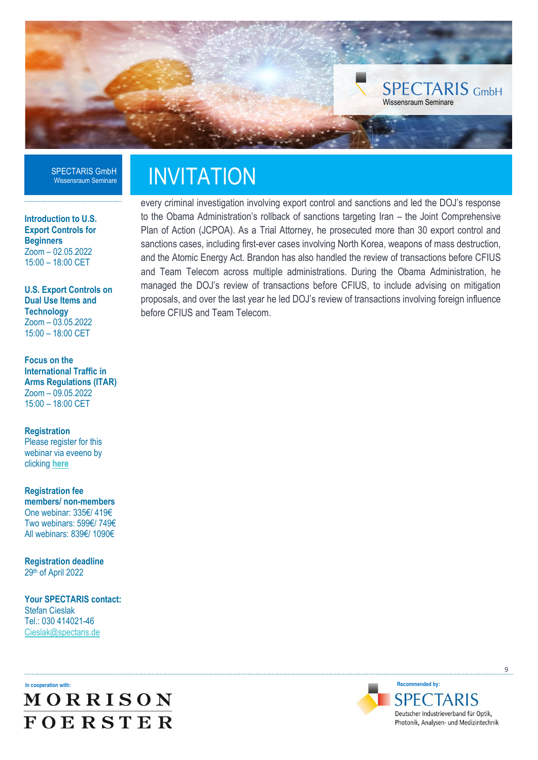SPECTARIS GmbH
Wissensraum Seminare

# INVITATION

every criminal investigation involving export control and sanctions and led the DOJ's response to the Obama Administration's rollback of sanctions targeting Iran – the Joint Comprehensive Plan of Action (JCPOA). As a Trial Attorney, he prosecuted more than 30 export control and sanctions cases, including first-ever cases involving North Korea, weapons of mass destruction, and the Atomic Energy Act. Brandon has also handled the review of transactions before CFIUS and Team Telecom across multiple administrations. During the Obama Administration, he managed the DOJ's review of transactions before CFIUS, to include advising on mitigation proposals, and over the last year he led DOJ's review of transactions involving foreign influence before CFIUS and Team Telecom.

**Introduction to U.S. Export Controls for Beginners**
Zoom – 02.05.2022
15:00 – 18:00 CET

**U.S. Export Controls on Dual Use Items and Technology**
Zoom – 03.05.2022
15:00 – 18:00 CET

**Focus on the International Traffic in Arms Regulations (ITAR)**
Zoom – 09.05.2022
15:00 – 18:00 CET

**Registration**
Please register for this webinar via eveeno by clicking **here**

**Registration fee members/ non-members**
One webinar: 335€/ 419€
Two webinars: 599€/ 749€
All webinars: 839€/ 1090€

**Registration deadline**
29th of April 2022

**Your SPECTARIS contact:**
Stefan Cieslak
Tel.: 030 414021-46
Cieslak@spectaris.de

In cooperation with:
MORRISON FOERSTER

Recommended by:
SPECTARIS
Deutscher Industrieverband für Optik, Photonik, Analysen- und Medizintechnik